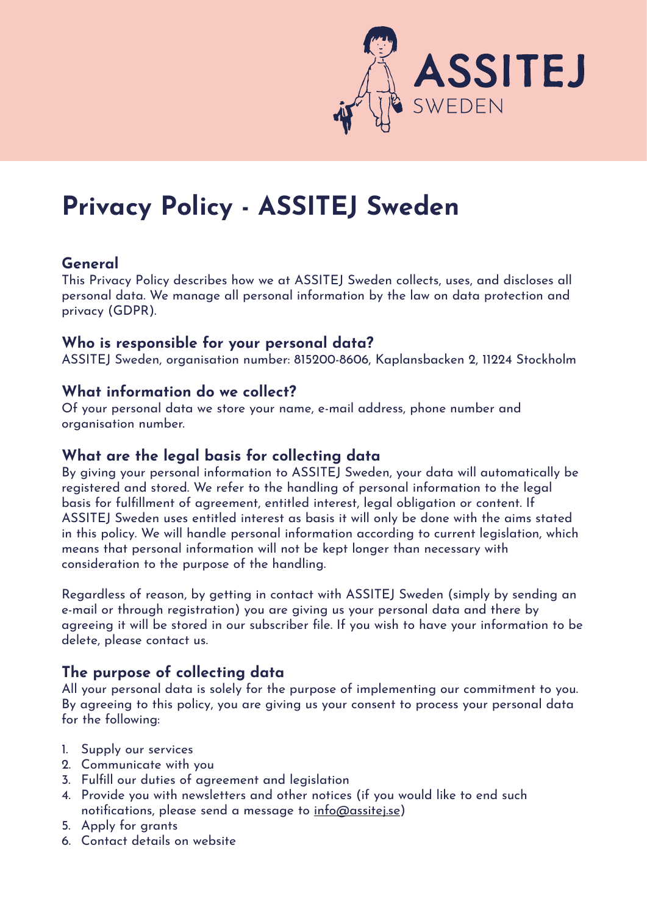# Privacy Policy - ASSITEJ Sweden

## General

This Privacy Policy describes how we at ASSITEJ Sweden collects, uses, and discloses all personal data. We manage all personal information by the law on data protection and privacy (GDPR).

## Who is responsible for your personal data?

ASSITEJ Sweden, organisation number: 815200-8606, Kaplansbacken 2, 11224 Stockholm

## What information do we collect?

Of your personal data we store your name, e-mail address, phone number and organisation number.

## What are the legal basis for collecting data

By giving your personal information to ASSITEJ Sweden, your data will automatically be registered and stored. We refer to the handling of personal information to the legal basis for fulfillment of agreement, entitled interest, legal obligation or content. If ASSITEJ Sweden uses entitled interest as basis it will only be done with the aims stated in this policy. We will handle personal information according to current legislation, which means that personal information will not be kept longer than necessary with consideration to the purpose of the handling.

Regardless of reason, by getting in contact with ASSITEJ Sweden (simply by sending an e-mail or through registration) you are giving us your personal data and there by agreeing it will be stored in our subscriber file. If you wish to have your information to be delete, please contact us.

## The purpose of collecting data

All your personal data is solely for the purpose of implementing our commitment to you. By agreeing to this policy, you are giving us your consent to process your personal data for the following:

1. Supply our services
2. Communicate with you
3. Fulfill our duties of agreement and legislation
4. Provide you with newsletters and other notices (if you would like to end such notifications, please send a message to info@assitej.se)
5. Apply for grants
6. Contact details on website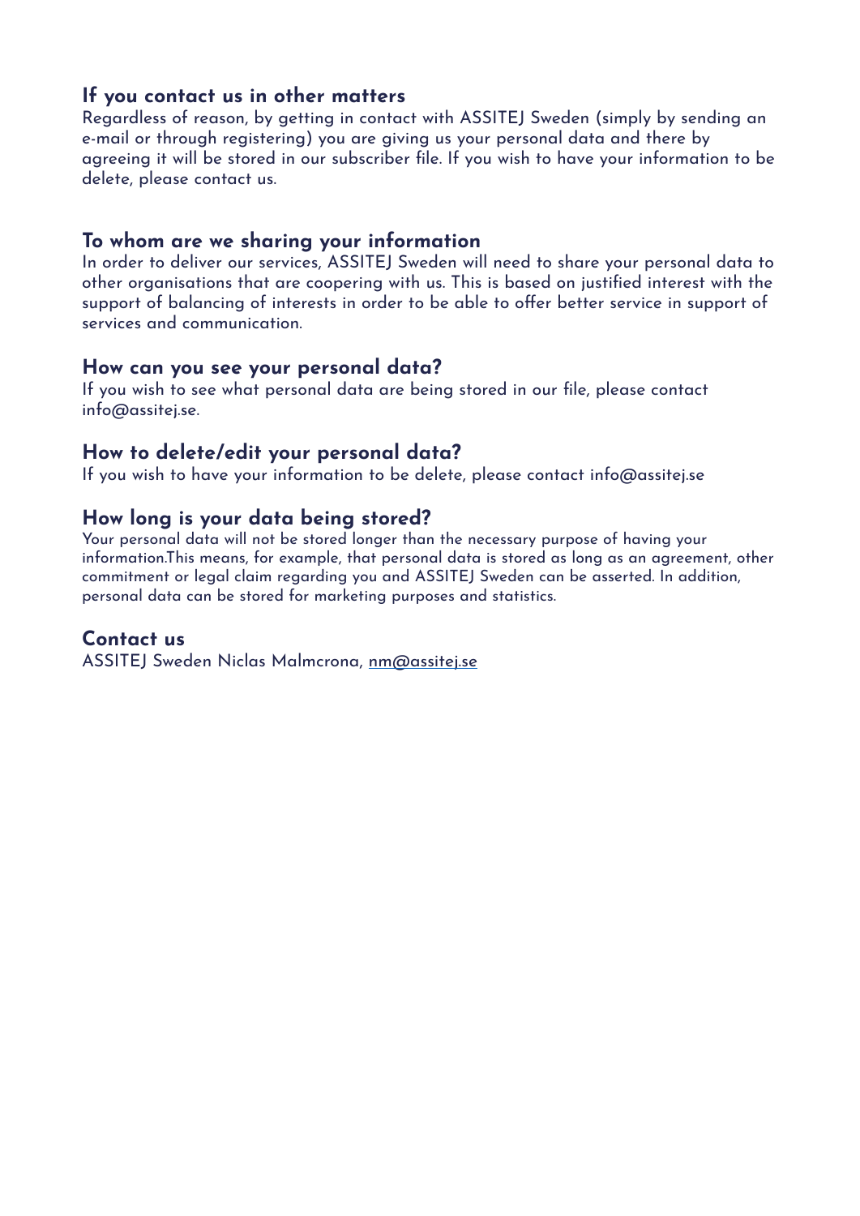### If you contact us in other matters

Regardless of reason, by getting in contact with ASSITEJ Sweden (simply by sending an e-mail or through registering) you are giving us your personal data and there by agreeing it will be stored in our subscriber file. If you wish to have your information to be delete, please contact us.

### To whom are we sharing your information

In order to deliver our services, ASSITEJ Sweden will need to share your personal data to other organisations that are coopering with us. This is based on justified interest with the support of balancing of interests in order to be able to offer better service in support of services and communication.

### How can you see your personal data?

If you wish to see what personal data are being stored in our file, please contact info@assitej.se.

### How to delete/edit your personal data?

If you wish to have your information to be delete, please contact info@assitej.se

### How long is your data being stored?

Your personal data will not be stored longer than the necessary purpose of having your information.This means, for example, that personal data is stored as long as an agreement, other commitment or legal claim regarding you and ASSITEJ Sweden can be asserted. In addition, personal data can be stored for marketing purposes and statistics.

### Contact us

ASSITEJ Sweden Niclas Malmcrona, nm@assitej.se